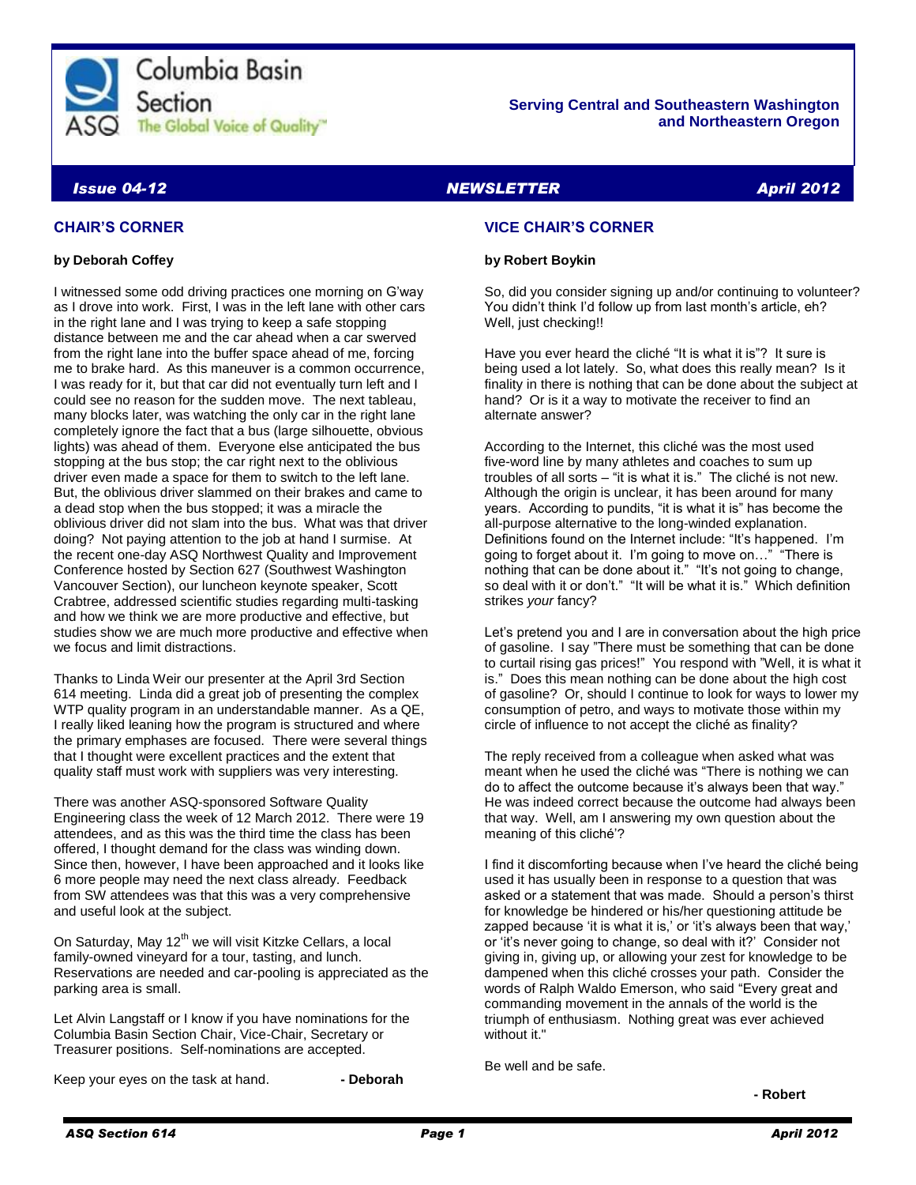Columbia Basin Section

ASQ The Global Voice of Quality™

**Serving Central and Southeastern Washington and Northeastern Oregon**

***Issue 04-12*** ***NEWSLETTER*** ***April 2012***

## CHAIR'S CORNER

**by Deborah Coffey**

I witnessed some odd driving practices one morning on G'way as I drove into work. First, I was in the left lane with other cars in the right lane and I was trying to keep a safe stopping distance between me and the car ahead when a car swerved from the right lane into the buffer space ahead of me, forcing me to brake hard. As this maneuver is a common occurrence, I was ready for it, but that car did not eventually turn left and I could see no reason for the sudden move. The next tableau, many blocks later, was watching the only car in the right lane completely ignore the fact that a bus (large silhouette, obvious lights) was ahead of them. Everyone else anticipated the bus stopping at the bus stop; the car right next to the oblivious driver even made a space for them to switch to the left lane. But, the oblivious driver slammed on their brakes and came to a dead stop when the bus stopped; it was a miracle the oblivious driver did not slam into the bus. What was that driver doing? Not paying attention to the job at hand I surmise. At the recent one-day ASQ Northwest Quality and Improvement Conference hosted by Section 627 (Southwest Washington Vancouver Section), our luncheon keynote speaker, Scott Crabtree, addressed scientific studies regarding multi-tasking and how we think we are more productive and effective, but studies show we are much more productive and effective when we focus and limit distractions.

Thanks to Linda Weir our presenter at the April 3rd Section 614 meeting. Linda did a great job of presenting the complex WTP quality program in an understandable manner. As a QE, I really liked leaning how the program is structured and where the primary emphases are focused. There were several things that I thought were excellent practices and the extent that quality staff must work with suppliers was very interesting.

There was another ASQ-sponsored Software Quality Engineering class the week of 12 March 2012. There were 19 attendees, and as this was the third time the class has been offered, I thought demand for the class was winding down. Since then, however, I have been approached and it looks like 6 more people may need the next class already. Feedback from SW attendees was that this was a very comprehensive and useful look at the subject.

On Saturday, May 12th we will visit Kitzke Cellars, a local family-owned vineyard for a tour, tasting, and lunch. Reservations are needed and car-pooling is appreciated as the parking area is small.

Let Alvin Langstaff or I know if you have nominations for the Columbia Basin Section Chair, Vice-Chair, Secretary or Treasurer positions. Self-nominations are accepted.

Keep your eyes on the task at hand. **- Deborah**

## VICE CHAIR'S CORNER

**by Robert Boykin**

So, did you consider signing up and/or continuing to volunteer? You didn't think I'd follow up from last month's article, eh? Well, just checking!!

Have you ever heard the cliché "It is what it is"? It sure is being used a lot lately. So, what does this really mean? Is it finality in there is nothing that can be done about the subject at hand? Or is it a way to motivate the receiver to find an alternate answer?

According to the Internet, this cliché was the most used five-word line by many athletes and coaches to sum up troubles of all sorts – "it is what it is." The cliché is not new. Although the origin is unclear, it has been around for many years. According to pundits, "it is what it is" has become the all-purpose alternative to the long-winded explanation. Definitions found on the Internet include: "It's happened. I'm going to forget about it. I'm going to move on…" "There is nothing that can be done about it." "It's not going to change, so deal with it or don't." "It will be what it is." Which definition strikes *your* fancy?

Let's pretend you and I are in conversation about the high price of gasoline. I say "There must be something that can be done to curtail rising gas prices!" You respond with "Well, it is what it is." Does this mean nothing can be done about the high cost of gasoline? Or, should I continue to look for ways to lower my consumption of petro, and ways to motivate those within my circle of influence to not accept the cliché as finality?

The reply received from a colleague when asked what was meant when he used the cliché was "There is nothing we can do to affect the outcome because it's always been that way." He was indeed correct because the outcome had always been that way. Well, am I answering my own question about the meaning of this cliché'?

I find it discomforting because when I've heard the cliché being used it has usually been in response to a question that was asked or a statement that was made. Should a person's thirst for knowledge be hindered or his/her questioning attitude be zapped because 'it is what it is,' or 'it's always been that way,' or 'it's never going to change, so deal with it?' Consider not giving in, giving up, or allowing your zest for knowledge to be dampened when this cliché crosses your path. Consider the words of Ralph Waldo Emerson, who said "Every great and commanding movement in the annals of the world is the triumph of enthusiasm. Nothing great was ever achieved without it."

Be well and be safe.

**- Robert**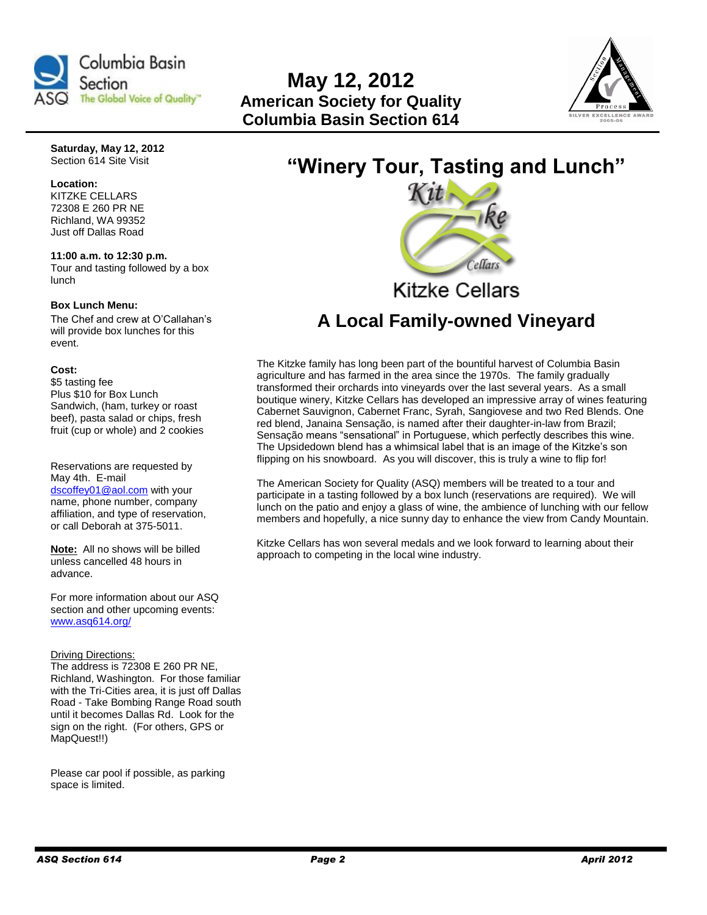# May 12, 2012

## American Society for Quality

## Columbia Basin Section 614

**Saturday, May 12, 2012**
Section 614 Site Visit

**Location:**
KITZKE CELLARS
72308 E 260 PR NE
Richland, WA 99352
Just off Dallas Road

**11:00 a.m. to 12:30 p.m.**
Tour and tasting followed by a box lunch

**Box Lunch Menu:**
The Chef and crew at O'Callahan's will provide box lunches for this event.

**Cost:**
$5 tasting fee
Plus $10 for Box Lunch
Sandwich, (ham, turkey or roast beef), pasta salad or chips, fresh fruit (cup or whole) and 2 cookies

Reservations are requested by May 4th. E-mail dscoffey01@aol.com with your name, phone number, company affiliation, and type of reservation, or call Deborah at 375-5011.

**Note:** All no shows will be billed unless cancelled 48 hours in advance.

For more information about our ASQ section and other upcoming events: www.asq614.org/

Driving Directions:
The address is 72308 E 260 PR NE, Richland, Washington. For those familiar with the Tri-Cities area, it is just off Dallas Road - Take Bombing Range Road south until it becomes Dallas Rd. Look for the sign on the right. (For others, GPS or MapQuest!!)

Please car pool if possible, as parking space is limited.

# "Winery Tour, Tasting and Lunch"

Kitzke Cellars

## A Local Family-owned Vineyard

The Kitzke family has long been part of the bountiful harvest of Columbia Basin agriculture and has farmed in the area since the 1970s. The family gradually transformed their orchards into vineyards over the last several years. As a small boutique winery, Kitzke Cellars has developed an impressive array of wines featuring Cabernet Sauvignon, Cabernet Franc, Syrah, Sangiovese and two Red Blends. One red blend, Janaina Sensação, is named after their daughter-in-law from Brazil; Sensação means "sensational" in Portuguese, which perfectly describes this wine. The Upsidedown blend has a whimsical label that is an image of the Kitzke's son flipping on his snowboard. As you will discover, this is truly a wine to flip for!

The American Society for Quality (ASQ) members will be treated to a tour and participate in a tasting followed by a box lunch (reservations are required). We will lunch on the patio and enjoy a glass of wine, the ambience of lunching with our fellow members and hopefully, a nice sunny day to enhance the view from Candy Mountain.

Kitzke Cellars has won several medals and we look forward to learning about their approach to competing in the local wine industry.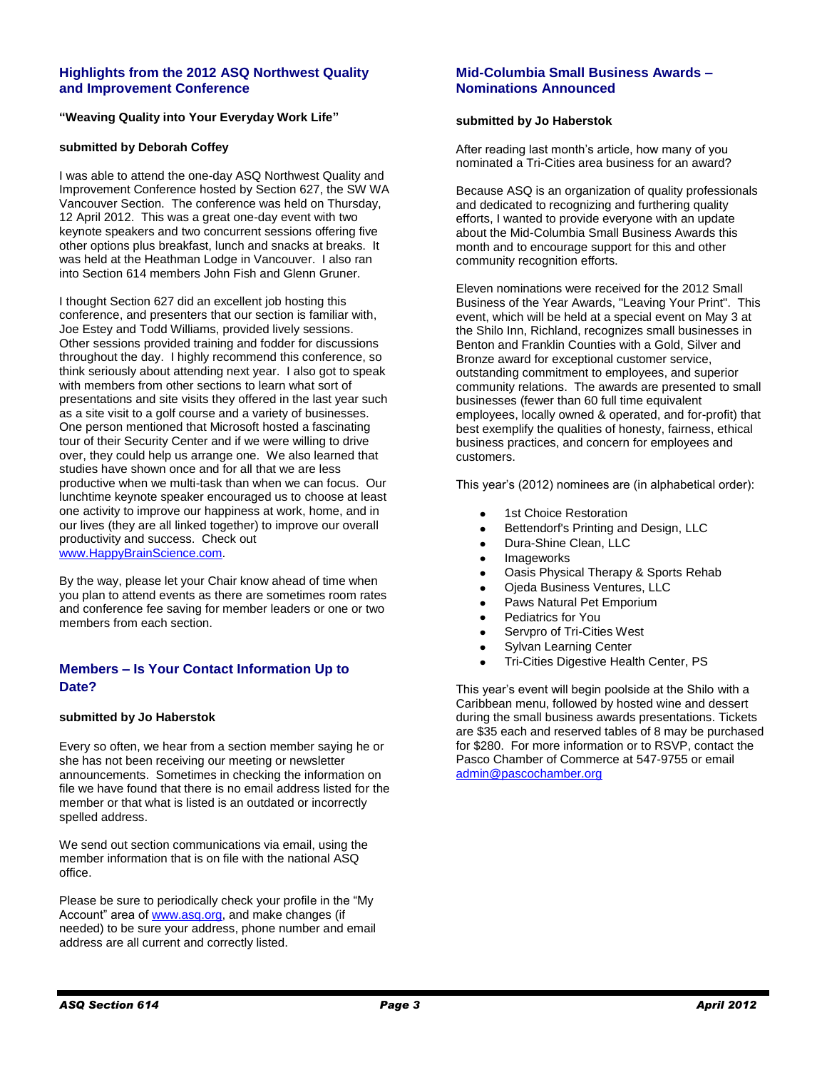## Highlights from the 2012 ASQ Northwest Quality and Improvement Conference

**"Weaving Quality into Your Everyday Work Life"**

**submitted by Deborah Coffey**

I was able to attend the one-day ASQ Northwest Quality and Improvement Conference hosted by Section 627, the SW WA Vancouver Section. The conference was held on Thursday, 12 April 2012. This was a great one-day event with two keynote speakers and two concurrent sessions offering five other options plus breakfast, lunch and snacks at breaks. It was held at the Heathman Lodge in Vancouver. I also ran into Section 614 members John Fish and Glenn Gruner.

I thought Section 627 did an excellent job hosting this conference, and presenters that our section is familiar with, Joe Estey and Todd Williams, provided lively sessions. Other sessions provided training and fodder for discussions throughout the day. I highly recommend this conference, so think seriously about attending next year. I also got to speak with members from other sections to learn what sort of presentations and site visits they offered in the last year such as a site visit to a golf course and a variety of businesses. One person mentioned that Microsoft hosted a fascinating tour of their Security Center and if we were willing to drive over, they could help us arrange one. We also learned that studies have shown once and for all that we are less productive when we multi-task than when we can focus. Our lunchtime keynote speaker encouraged us to choose at least one activity to improve our happiness at work, home, and in our lives (they are all linked together) to improve our overall productivity and success. Check out www.HappyBrainScience.com.

By the way, please let your Chair know ahead of time when you plan to attend events as there are sometimes room rates and conference fee saving for member leaders or one or two members from each section.

## Members – Is Your Contact Information Up to Date?

**submitted by Jo Haberstok**

Every so often, we hear from a section member saying he or she has not been receiving our meeting or newsletter announcements. Sometimes in checking the information on file we have found that there is no email address listed for the member or that what is listed is an outdated or incorrectly spelled address.

We send out section communications via email, using the member information that is on file with the national ASQ office.

Please be sure to periodically check your profile in the "My Account" area of www.asq.org, and make changes (if needed) to be sure your address, phone number and email address are all current and correctly listed.

## Mid-Columbia Small Business Awards – Nominations Announced

**submitted by Jo Haberstok**

After reading last month's article, how many of you nominated a Tri-Cities area business for an award?

Because ASQ is an organization of quality professionals and dedicated to recognizing and furthering quality efforts, I wanted to provide everyone with an update about the Mid-Columbia Small Business Awards this month and to encourage support for this and other community recognition efforts.

Eleven nominations were received for the 2012 Small Business of the Year Awards, "Leaving Your Print". This event, which will be held at a special event on May 3 at the Shilo Inn, Richland, recognizes small businesses in Benton and Franklin Counties with a Gold, Silver and Bronze award for exceptional customer service, outstanding commitment to employees, and superior community relations. The awards are presented to small businesses (fewer than 60 full time equivalent employees, locally owned & operated, and for-profit) that best exemplify the qualities of honesty, fairness, ethical business practices, and concern for employees and customers.

This year's (2012) nominees are (in alphabetical order):

- 1st Choice Restoration
- Bettendorf's Printing and Design, LLC
- Dura-Shine Clean, LLC
- Imageworks
- Oasis Physical Therapy & Sports Rehab
- Ojeda Business Ventures, LLC
- Paws Natural Pet Emporium
- Pediatrics for You
- Servpro of Tri-Cities West
- Sylvan Learning Center
- Tri-Cities Digestive Health Center, PS

This year's event will begin poolside at the Shilo with a Caribbean menu, followed by hosted wine and dessert during the small business awards presentations. Tickets are $35 each and reserved tables of 8 may be purchased for $280. For more information or to RSVP, contact the Pasco Chamber of Commerce at 547-9755 or email admin@pascochamber.org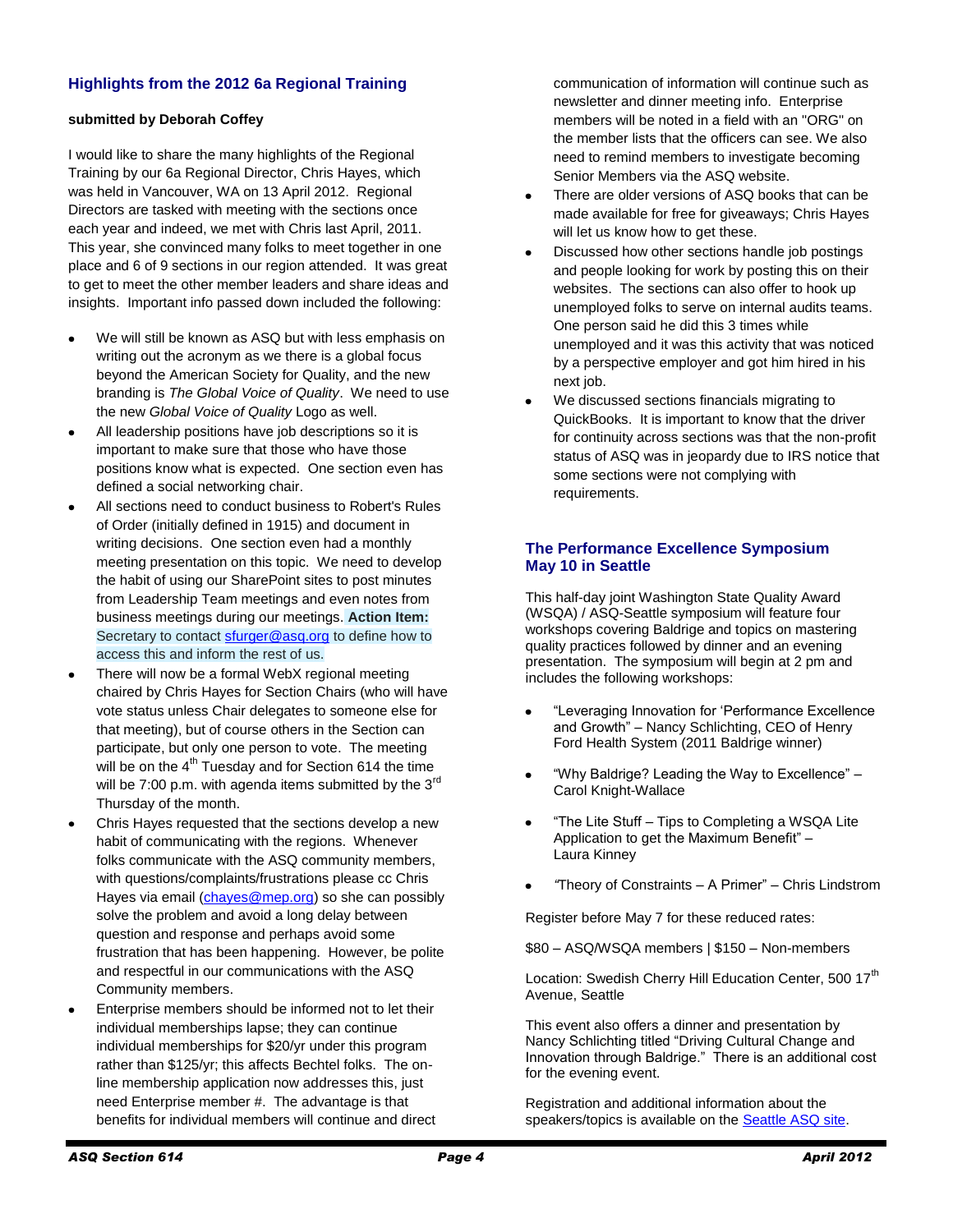## Highlights from the 2012 6a Regional Training

**submitted by Deborah Coffey**

I would like to share the many highlights of the Regional Training by our 6a Regional Director, Chris Hayes, which was held in Vancouver, WA on 13 April 2012. Regional Directors are tasked with meeting with the sections once each year and indeed, we met with Chris last April, 2011. This year, she convinced many folks to meet together in one place and 6 of 9 sections in our region attended. It was great to get to meet the other member leaders and share ideas and insights. Important info passed down included the following:

- We will still be known as ASQ but with less emphasis on writing out the acronym as we there is a global focus beyond the American Society for Quality, and the new branding is *The Global Voice of Quality*. We need to use the new *Global Voice of Quality* Logo as well.
- All leadership positions have job descriptions so it is important to make sure that those who have those positions know what is expected. One section even has defined a social networking chair.
- All sections need to conduct business to Robert's Rules of Order (initially defined in 1915) and document in writing decisions. One section even had a monthly meeting presentation on this topic. We need to develop the habit of using our SharePoint sites to post minutes from Leadership Team meetings and even notes from business meetings during our meetings. **Action Item:** Secretary to contact sfurger@asq.org to define how to access this and inform the rest of us.
- There will now be a formal WebX regional meeting chaired by Chris Hayes for Section Chairs (who will have vote status unless Chair delegates to someone else for that meeting), but of course others in the Section can participate, but only one person to vote. The meeting will be on the 4th Tuesday and for Section 614 the time will be 7:00 p.m. with agenda items submitted by the 3rd Thursday of the month.
- Chris Hayes requested that the sections develop a new habit of communicating with the regions. Whenever folks communicate with the ASQ community members, with questions/complaints/frustrations please cc Chris Hayes via email (chayes@mep.org) so she can possibly solve the problem and avoid a long delay between question and response and perhaps avoid some frustration that has been happening. However, be polite and respectful in our communications with the ASQ Community members.
- Enterprise members should be informed not to let their individual memberships lapse; they can continue individual memberships for $20/yr under this program rather than $125/yr; this affects Bechtel folks. The on-line membership application now addresses this, just need Enterprise member #. The advantage is that benefits for individual members will continue and direct communication of information will continue such as newsletter and dinner meeting info. Enterprise members will be noted in a field with an "ORG" on the member lists that the officers can see. We also need to remind members to investigate becoming Senior Members via the ASQ website.
- There are older versions of ASQ books that can be made available for free for giveaways; Chris Hayes will let us know how to get these.
- Discussed how other sections handle job postings and people looking for work by posting this on their websites. The sections can also offer to hook up unemployed folks to serve on internal audits teams. One person said he did this 3 times while unemployed and it was this activity that was noticed by a perspective employer and got him hired in his next job.
- We discussed sections financials migrating to QuickBooks. It is important to know that the driver for continuity across sections was that the non-profit status of ASQ was in jeopardy due to IRS notice that some sections were not complying with requirements.

## The Performance Excellence Symposium May 10 in Seattle

This half-day joint Washington State Quality Award (WSQA) / ASQ-Seattle symposium will feature four workshops covering Baldrige and topics on mastering quality practices followed by dinner and an evening presentation. The symposium will begin at 2 pm and includes the following workshops:

- "Leveraging Innovation for 'Performance Excellence and Growth" – Nancy Schlichting, CEO of Henry Ford Health System (2011 Baldrige winner)
- "Why Baldrige? Leading the Way to Excellence" – Carol Knight-Wallace
- "The Lite Stuff – Tips to Completing a WSQA Lite Application to get the Maximum Benefit" – Laura Kinney
- "Theory of Constraints – A Primer" – Chris Lindstrom

Register before May 7 for these reduced rates:

$80 – ASQ/WSQA members | $150 – Non-members

Location: Swedish Cherry Hill Education Center, 500 17th Avenue, Seattle

This event also offers a dinner and presentation by Nancy Schlichting titled "Driving Cultural Change and Innovation through Baldrige." There is an additional cost for the evening event.

Registration and additional information about the speakers/topics is available on the Seattle ASQ site.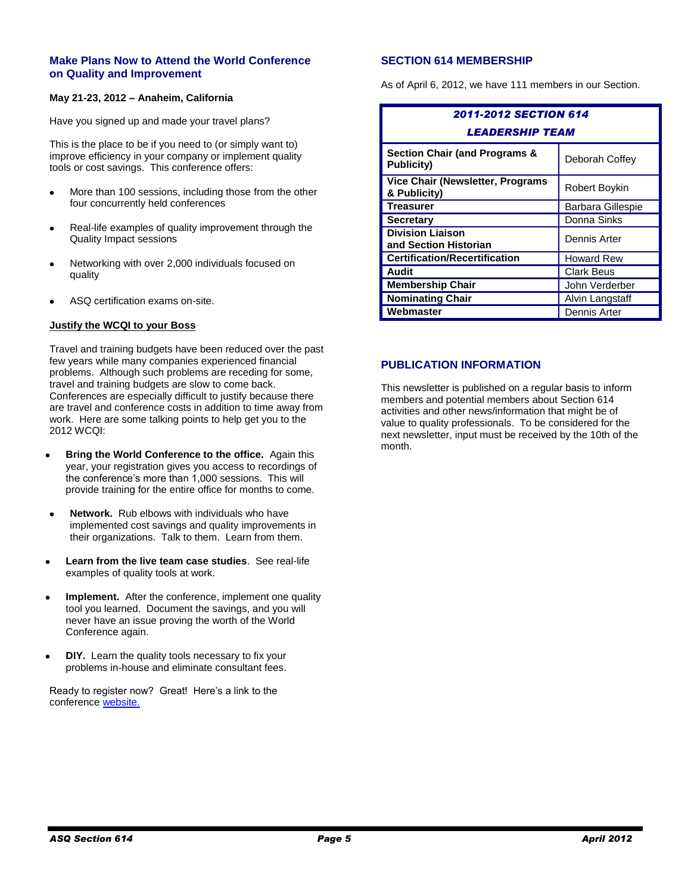## Make Plans Now to Attend the World Conference on Quality and Improvement

**May 21-23, 2012 – Anaheim, California**

Have you signed up and made your travel plans?

This is the place to be if you need to (or simply want to) improve efficiency in your company or implement quality tools or cost savings. This conference offers:

- More than 100 sessions, including those from the other four concurrently held conferences
- Real-life examples of quality improvement through the Quality Impact sessions
- Networking with over 2,000 individuals focused on quality
- ASQ certification exams on-site.

**Justify the WCQI to your Boss**

Travel and training budgets have been reduced over the past few years while many companies experienced financial problems. Although such problems are receding for some, travel and training budgets are slow to come back. Conferences are especially difficult to justify because there are travel and conference costs in addition to time away from work. Here are some talking points to help get you to the 2012 WCQI:

- **Bring the World Conference to the office.** Again this year, your registration gives you access to recordings of the conference's more than 1,000 sessions. This will provide training for the entire office for months to come.
- **Network.** Rub elbows with individuals who have implemented cost savings and quality improvements in their organizations. Talk to them. Learn from them.
- **Learn from the live team case studies**. See real-life examples of quality tools at work.
- **Implement.** After the conference, implement one quality tool you learned. Document the savings, and you will never have an issue proving the worth of the World Conference again.
- **DIY.** Learn the quality tools necessary to fix your problems in-house and eliminate consultant fees.

Ready to register now? Great! Here's a link to the conference website.

## SECTION 614 MEMBERSHIP

As of April 6, 2012, we have 111 members in our Section.

| ***2011-2012 SECTION 614 LEADERSHIP TEAM*** | |
|---|---|
| **Section Chair (and Programs & Publicity)** | Deborah Coffey |
| **Vice Chair (Newsletter, Programs & Publicity)** | Robert Boykin |
| **Treasurer** | Barbara Gillespie |
| **Secretary** | Donna Sinks |
| **Division Liaison and Section Historian** | Dennis Arter |
| **Certification/Recertification** | Howard Rew |
| **Audit** | Clark Beus |
| **Membership Chair** | John Verderber |
| **Nominating Chair** | Alvin Langstaff |
| **Webmaster** | Dennis Arter |

## PUBLICATION INFORMATION

This newsletter is published on a regular basis to inform members and potential members about Section 614 activities and other news/information that might be of value to quality professionals. To be considered for the next newsletter, input must be received by the 10th of the month.